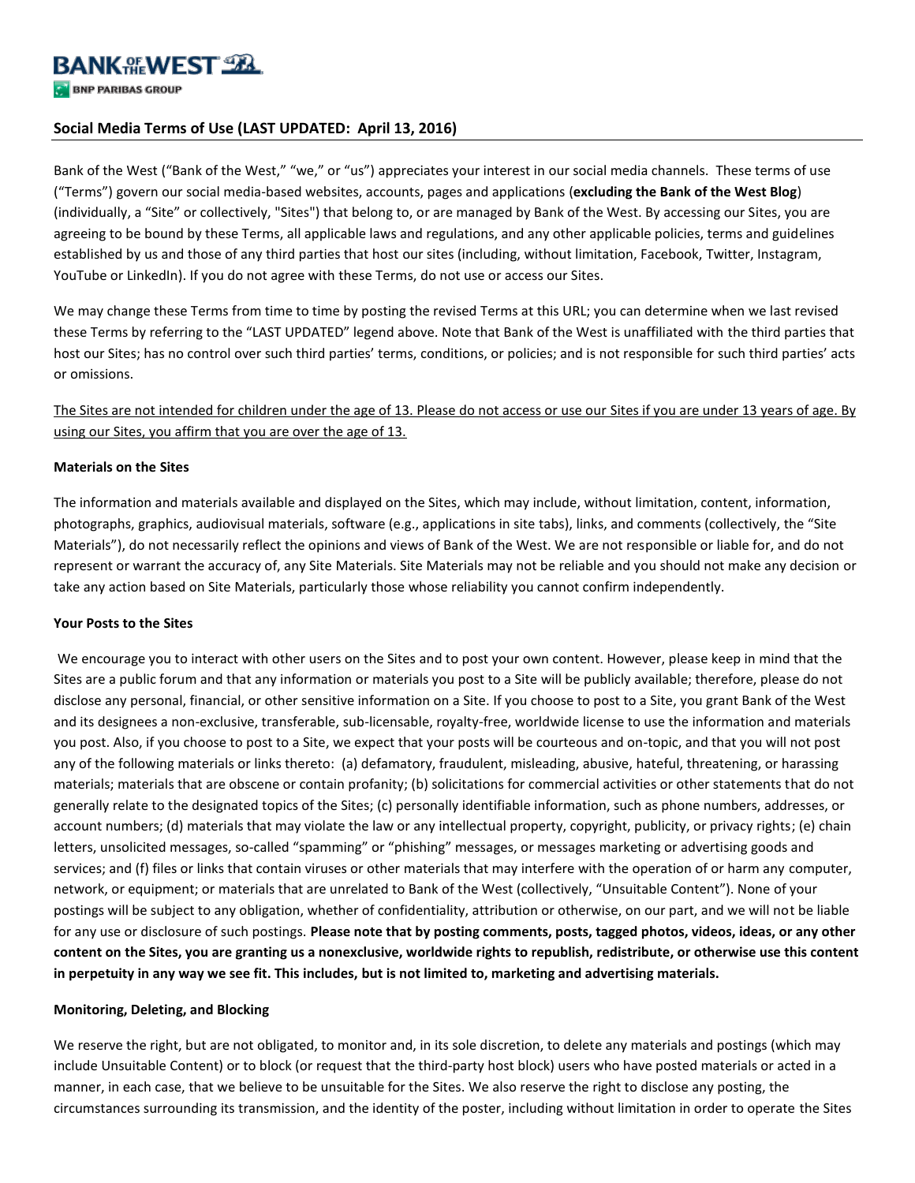BANK OF THE WEST

BNP PARIBAS GROUP

## Social Media Terms of Use (LAST UPDATED: April 13, 2016)

Bank of the West ("Bank of the West," "we," or "us") appreciates your interest in our social media channels. These terms of use ("Terms") govern our social media-based websites, accounts, pages and applications (**excluding the Bank of the West Blog**) (individually, a "Site" or collectively, "Sites") that belong to, or are managed by Bank of the West. By accessing our Sites, you are agreeing to be bound by these Terms, all applicable laws and regulations, and any other applicable policies, terms and guidelines established by us and those of any third parties that host our sites (including, without limitation, Facebook, Twitter, Instagram, YouTube or LinkedIn). If you do not agree with these Terms, do not use or access our Sites.

We may change these Terms from time to time by posting the revised Terms at this URL; you can determine when we last revised these Terms by referring to the "LAST UPDATED" legend above. Note that Bank of the West is unaffiliated with the third parties that host our Sites; has no control over such third parties' terms, conditions, or policies; and is not responsible for such third parties' acts or omissions.

<u>The Sites are not intended for children under the age of 13. Please do not access or use our Sites if you are under 13 years of age. By using our Sites, you affirm that you are over the age of 13.</u>

### Materials on the Sites

The information and materials available and displayed on the Sites, which may include, without limitation, content, information, photographs, graphics, audiovisual materials, software (e.g., applications in site tabs), links, and comments (collectively, the "Site Materials"), do not necessarily reflect the opinions and views of Bank of the West. We are not responsible or liable for, and do not represent or warrant the accuracy of, any Site Materials. Site Materials may not be reliable and you should not make any decision or take any action based on Site Materials, particularly those whose reliability you cannot confirm independently.

### Your Posts to the Sites

We encourage you to interact with other users on the Sites and to post your own content. However, please keep in mind that the Sites are a public forum and that any information or materials you post to a Site will be publicly available; therefore, please do not disclose any personal, financial, or other sensitive information on a Site. If you choose to post to a Site, you grant Bank of the West and its designees a non-exclusive, transferable, sub-licensable, royalty-free, worldwide license to use the information and materials you post. Also, if you choose to post to a Site, we expect that your posts will be courteous and on-topic, and that you will not post any of the following materials or links thereto: (a) defamatory, fraudulent, misleading, abusive, hateful, threatening, or harassing materials; materials that are obscene or contain profanity; (b) solicitations for commercial activities or other statements that do not generally relate to the designated topics of the Sites; (c) personally identifiable information, such as phone numbers, addresses, or account numbers; (d) materials that may violate the law or any intellectual property, copyright, publicity, or privacy rights; (e) chain letters, unsolicited messages, so-called "spamming" or "phishing" messages, or messages marketing or advertising goods and services; and (f) files or links that contain viruses or other materials that may interfere with the operation of or harm any computer, network, or equipment; or materials that are unrelated to Bank of the West (collectively, "Unsuitable Content"). None of your postings will be subject to any obligation, whether of confidentiality, attribution or otherwise, on our part, and we will not be liable for any use or disclosure of such postings. **Please note that by posting comments, posts, tagged photos, videos, ideas, or any other content on the Sites, you are granting us a nonexclusive, worldwide rights to republish, redistribute, or otherwise use this content in perpetuity in any way we see fit. This includes, but is not limited to, marketing and advertising materials.**

### Monitoring, Deleting, and Blocking

We reserve the right, but are not obligated, to monitor and, in its sole discretion, to delete any materials and postings (which may include Unsuitable Content) or to block (or request that the third-party host block) users who have posted materials or acted in a manner, in each case, that we believe to be unsuitable for the Sites. We also reserve the right to disclose any posting, the circumstances surrounding its transmission, and the identity of the poster, including without limitation in order to operate the Sites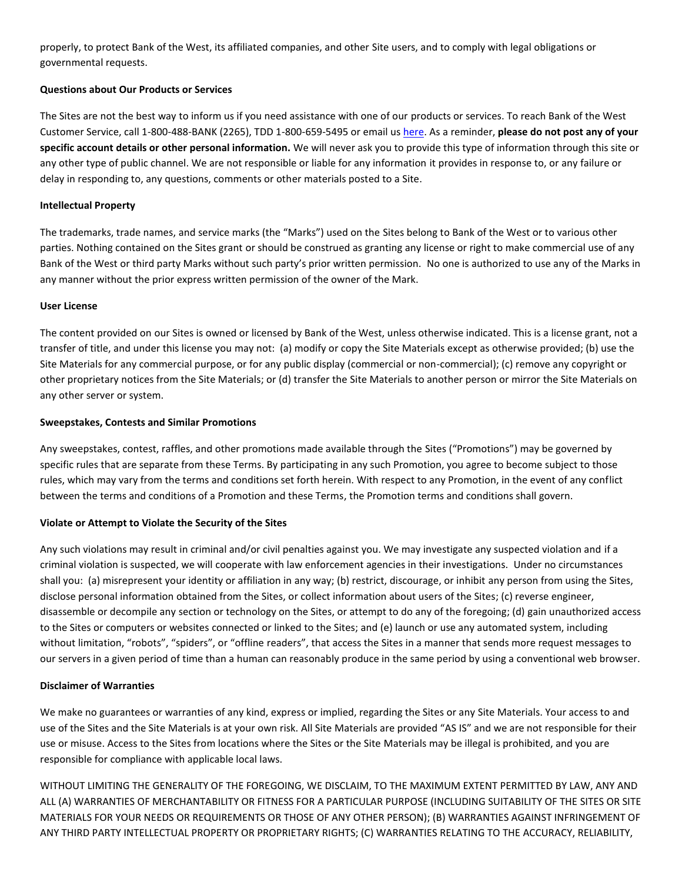properly, to protect Bank of the West, its affiliated companies, and other Site users, and to comply with legal obligations or governmental requests.

**Questions about Our Products or Services**

The Sites are not the best way to inform us if you need assistance with one of our products or services. To reach Bank of the West Customer Service, call 1-800-488-BANK (2265), TDD 1-800-659-5495 or email us here. As a reminder, **please do not post any of your specific account details or other personal information.** We will never ask you to provide this type of information through this site or any other type of public channel. We are not responsible or liable for any information it provides in response to, or any failure or delay in responding to, any questions, comments or other materials posted to a Site.

**Intellectual Property**

The trademarks, trade names, and service marks (the "Marks") used on the Sites belong to Bank of the West or to various other parties. Nothing contained on the Sites grant or should be construed as granting any license or right to make commercial use of any Bank of the West or third party Marks without such party's prior written permission. No one is authorized to use any of the Marks in any manner without the prior express written permission of the owner of the Mark.

**User License**

The content provided on our Sites is owned or licensed by Bank of the West, unless otherwise indicated. This is a license grant, not a transfer of title, and under this license you may not: (a) modify or copy the Site Materials except as otherwise provided; (b) use the Site Materials for any commercial purpose, or for any public display (commercial or non-commercial); (c) remove any copyright or other proprietary notices from the Site Materials; or (d) transfer the Site Materials to another person or mirror the Site Materials on any other server or system.

**Sweepstakes, Contests and Similar Promotions**

Any sweepstakes, contest, raffles, and other promotions made available through the Sites ("Promotions") may be governed by specific rules that are separate from these Terms. By participating in any such Promotion, you agree to become subject to those rules, which may vary from the terms and conditions set forth herein. With respect to any Promotion, in the event of any conflict between the terms and conditions of a Promotion and these Terms, the Promotion terms and conditions shall govern.

**Violate or Attempt to Violate the Security of the Sites**

Any such violations may result in criminal and/or civil penalties against you. We may investigate any suspected violation and if a criminal violation is suspected, we will cooperate with law enforcement agencies in their investigations. Under no circumstances shall you: (a) misrepresent your identity or affiliation in any way; (b) restrict, discourage, or inhibit any person from using the Sites, disclose personal information obtained from the Sites, or collect information about users of the Sites; (c) reverse engineer, disassemble or decompile any section or technology on the Sites, or attempt to do any of the foregoing; (d) gain unauthorized access to the Sites or computers or websites connected or linked to the Sites; and (e) launch or use any automated system, including without limitation, "robots", "spiders", or "offline readers", that access the Sites in a manner that sends more request messages to our servers in a given period of time than a human can reasonably produce in the same period by using a conventional web browser.

**Disclaimer of Warranties**

We make no guarantees or warranties of any kind, express or implied, regarding the Sites or any Site Materials. Your access to and use of the Sites and the Site Materials is at your own risk. All Site Materials are provided "AS IS" and we are not responsible for their use or misuse. Access to the Sites from locations where the Sites or the Site Materials may be illegal is prohibited, and you are responsible for compliance with applicable local laws.

WITHOUT LIMITING THE GENERALITY OF THE FOREGOING, WE DISCLAIM, TO THE MAXIMUM EXTENT PERMITTED BY LAW, ANY AND ALL (A) WARRANTIES OF MERCHANTABILITY OR FITNESS FOR A PARTICULAR PURPOSE (INCLUDING SUITABILITY OF THE SITES OR SITE MATERIALS FOR YOUR NEEDS OR REQUIREMENTS OR THOSE OF ANY OTHER PERSON); (B) WARRANTIES AGAINST INFRINGEMENT OF ANY THIRD PARTY INTELLECTUAL PROPERTY OR PROPRIETARY RIGHTS; (C) WARRANTIES RELATING TO THE ACCURACY, RELIABILITY,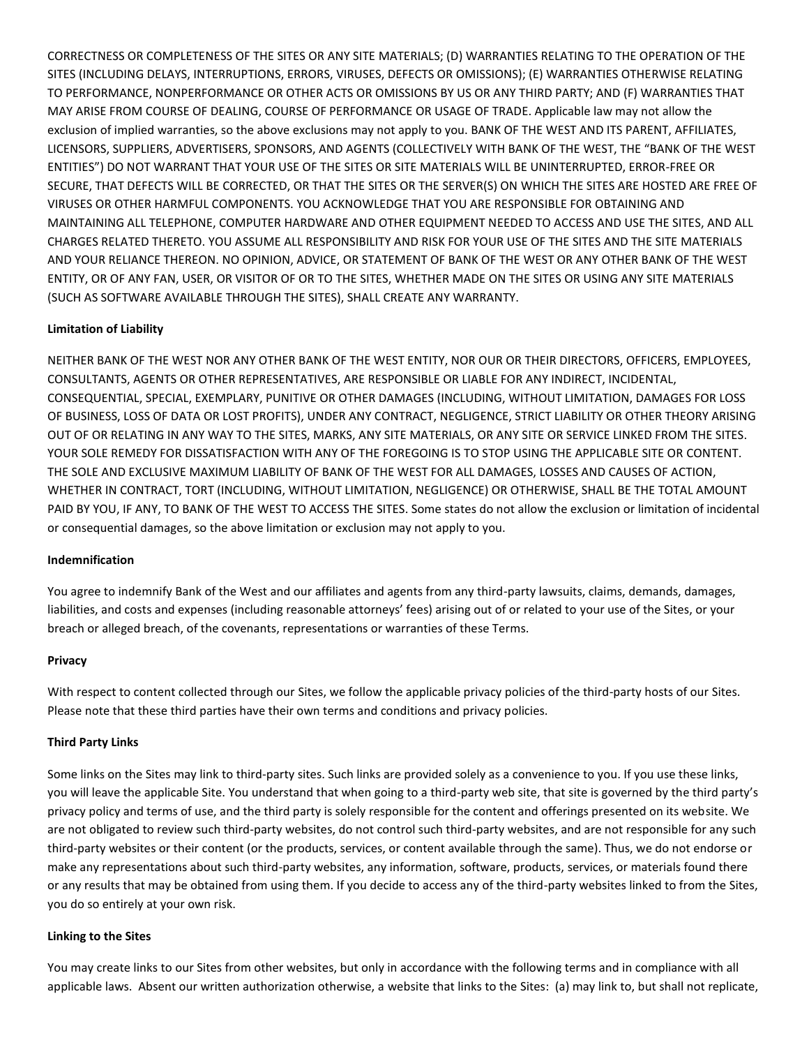CORRECTNESS OR COMPLETENESS OF THE SITES OR ANY SITE MATERIALS; (D) WARRANTIES RELATING TO THE OPERATION OF THE SITES (INCLUDING DELAYS, INTERRUPTIONS, ERRORS, VIRUSES, DEFECTS OR OMISSIONS); (E) WARRANTIES OTHERWISE RELATING TO PERFORMANCE, NONPERFORMANCE OR OTHER ACTS OR OMISSIONS BY US OR ANY THIRD PARTY; AND (F) WARRANTIES THAT MAY ARISE FROM COURSE OF DEALING, COURSE OF PERFORMANCE OR USAGE OF TRADE. Applicable law may not allow the exclusion of implied warranties, so the above exclusions may not apply to you. BANK OF THE WEST AND ITS PARENT, AFFILIATES, LICENSORS, SUPPLIERS, ADVERTISERS, SPONSORS, AND AGENTS (COLLECTIVELY WITH BANK OF THE WEST, THE "BANK OF THE WEST ENTITIES") DO NOT WARRANT THAT YOUR USE OF THE SITES OR SITE MATERIALS WILL BE UNINTERRUPTED, ERROR-FREE OR SECURE, THAT DEFECTS WILL BE CORRECTED, OR THAT THE SITES OR THE SERVER(S) ON WHICH THE SITES ARE HOSTED ARE FREE OF VIRUSES OR OTHER HARMFUL COMPONENTS. YOU ACKNOWLEDGE THAT YOU ARE RESPONSIBLE FOR OBTAINING AND MAINTAINING ALL TELEPHONE, COMPUTER HARDWARE AND OTHER EQUIPMENT NEEDED TO ACCESS AND USE THE SITES, AND ALL CHARGES RELATED THERETO. YOU ASSUME ALL RESPONSIBILITY AND RISK FOR YOUR USE OF THE SITES AND THE SITE MATERIALS AND YOUR RELIANCE THEREON. NO OPINION, ADVICE, OR STATEMENT OF BANK OF THE WEST OR ANY OTHER BANK OF THE WEST ENTITY, OR OF ANY FAN, USER, OR VISITOR OF OR TO THE SITES, WHETHER MADE ON THE SITES OR USING ANY SITE MATERIALS (SUCH AS SOFTWARE AVAILABLE THROUGH THE SITES), SHALL CREATE ANY WARRANTY.

**Limitation of Liability**

NEITHER BANK OF THE WEST NOR ANY OTHER BANK OF THE WEST ENTITY, NOR OUR OR THEIR DIRECTORS, OFFICERS, EMPLOYEES, CONSULTANTS, AGENTS OR OTHER REPRESENTATIVES, ARE RESPONSIBLE OR LIABLE FOR ANY INDIRECT, INCIDENTAL, CONSEQUENTIAL, SPECIAL, EXEMPLARY, PUNITIVE OR OTHER DAMAGES (INCLUDING, WITHOUT LIMITATION, DAMAGES FOR LOSS OF BUSINESS, LOSS OF DATA OR LOST PROFITS), UNDER ANY CONTRACT, NEGLIGENCE, STRICT LIABILITY OR OTHER THEORY ARISING OUT OF OR RELATING IN ANY WAY TO THE SITES, MARKS, ANY SITE MATERIALS, OR ANY SITE OR SERVICE LINKED FROM THE SITES. YOUR SOLE REMEDY FOR DISSATISFACTION WITH ANY OF THE FOREGOING IS TO STOP USING THE APPLICABLE SITE OR CONTENT. THE SOLE AND EXCLUSIVE MAXIMUM LIABILITY OF BANK OF THE WEST FOR ALL DAMAGES, LOSSES AND CAUSES OF ACTION, WHETHER IN CONTRACT, TORT (INCLUDING, WITHOUT LIMITATION, NEGLIGENCE) OR OTHERWISE, SHALL BE THE TOTAL AMOUNT PAID BY YOU, IF ANY, TO BANK OF THE WEST TO ACCESS THE SITES. Some states do not allow the exclusion or limitation of incidental or consequential damages, so the above limitation or exclusion may not apply to you.

**Indemnification**

You agree to indemnify Bank of the West and our affiliates and agents from any third-party lawsuits, claims, demands, damages, liabilities, and costs and expenses (including reasonable attorneys' fees) arising out of or related to your use of the Sites, or your breach or alleged breach, of the covenants, representations or warranties of these Terms.

**Privacy**

With respect to content collected through our Sites, we follow the applicable privacy policies of the third-party hosts of our Sites. Please note that these third parties have their own terms and conditions and privacy policies.

**Third Party Links**

Some links on the Sites may link to third-party sites. Such links are provided solely as a convenience to you. If you use these links, you will leave the applicable Site. You understand that when going to a third-party web site, that site is governed by the third party's privacy policy and terms of use, and the third party is solely responsible for the content and offerings presented on its website. We are not obligated to review such third-party websites, do not control such third-party websites, and are not responsible for any such third-party websites or their content (or the products, services, or content available through the same). Thus, we do not endorse or make any representations about such third-party websites, any information, software, products, services, or materials found there or any results that may be obtained from using them. If you decide to access any of the third-party websites linked to from the Sites, you do so entirely at your own risk.

**Linking to the Sites**

You may create links to our Sites from other websites, but only in accordance with the following terms and in compliance with all applicable laws. Absent our written authorization otherwise, a website that links to the Sites: (a) may link to, but shall not replicate,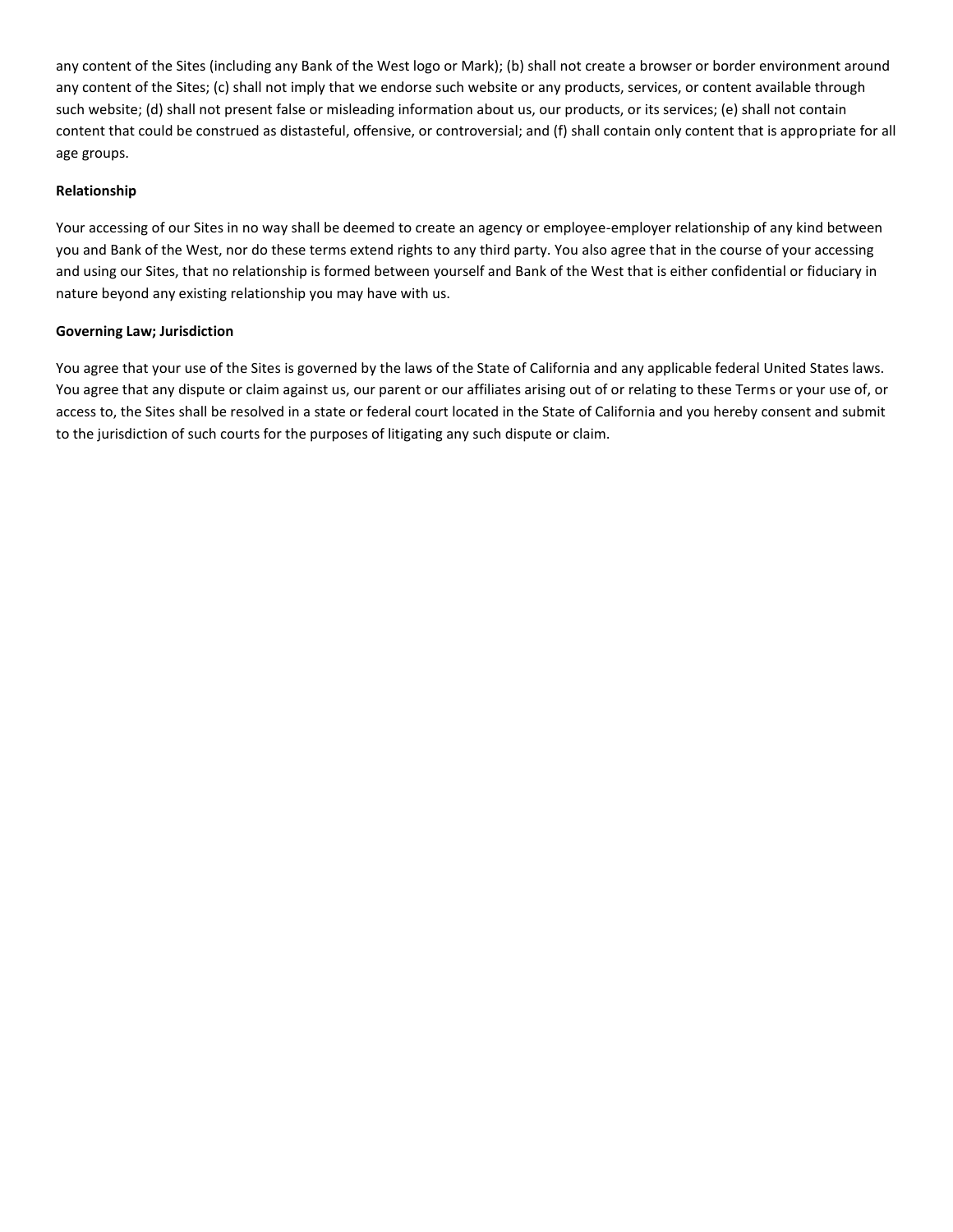any content of the Sites (including any Bank of the West logo or Mark); (b) shall not create a browser or border environment around any content of the Sites; (c) shall not imply that we endorse such website or any products, services, or content available through such website; (d) shall not present false or misleading information about us, our products, or its services; (e) shall not contain content that could be construed as distasteful, offensive, or controversial; and (f) shall contain only content that is appropriate for all age groups.

**Relationship**

Your accessing of our Sites in no way shall be deemed to create an agency or employee-employer relationship of any kind between you and Bank of the West, nor do these terms extend rights to any third party. You also agree that in the course of your accessing and using our Sites, that no relationship is formed between yourself and Bank of the West that is either confidential or fiduciary in nature beyond any existing relationship you may have with us.

**Governing Law; Jurisdiction**

You agree that your use of the Sites is governed by the laws of the State of California and any applicable federal United States laws. You agree that any dispute or claim against us, our parent or our affiliates arising out of or relating to these Terms or your use of, or access to, the Sites shall be resolved in a state or federal court located in the State of California and you hereby consent and submit to the jurisdiction of such courts for the purposes of litigating any such dispute or claim.